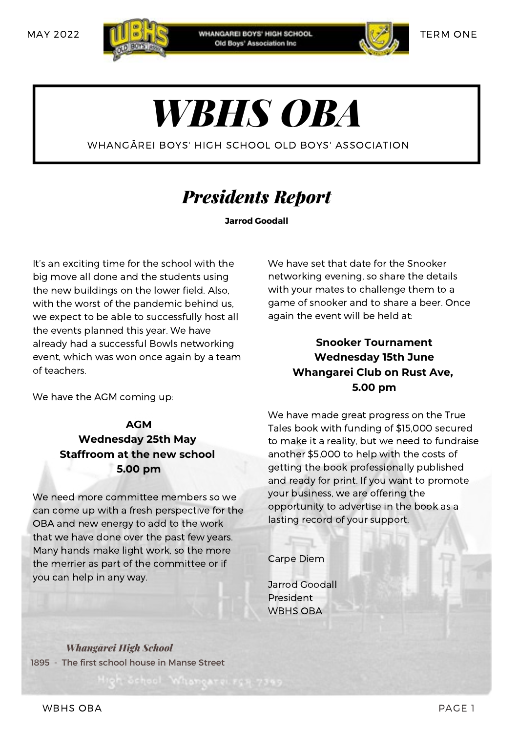# WBHS OBA

WHANGĀREI BOYS' HIGH SCHOOL OLD BOYS' ASSOCIATION

## *Presidents Report*

**Jarrod Goodall**

It's an exciting time for the school with the big move all done and the students using the new buildings on the lower field. Also, with the worst of the pandemic behind us, we expect to be able to successfully host all the events planned this year. We have already had a successful Bowls networking event, which was won once again by a team of teachers.

We have the AGM coming up:

**AGM**
**Wednesday 25th May**
**Staffroom at the new school**
**5.00 pm**

We need more committee members so we can come up with a fresh perspective for the OBA and new energy to add to the work that we have done over the past few years. Many hands make light work, so the more the merrier as part of the committee or if you can help in any way.

We have set that date for the Snooker networking evening, so share the details with your mates to challenge them to a game of snooker and to share a beer. Once again the event will be held at:

**Snooker Tournament**
**Wednesday 15th June**
**Whangarei Club on Rust Ave,**
**5.00 pm**

We have made great progress on the True Tales book with funding of $15,000 secured to make it a reality, but we need to fundraise another $5,000 to help with the costs of getting the book professionally published and ready for print. If you want to promote your business, we are offering the opportunity to advertise in the book as a lasting record of your support.

Carpe Diem

Jarrod Goodall
President
WBHS OBA

*Whangārei High School*
1895 - The first school house in Manse Street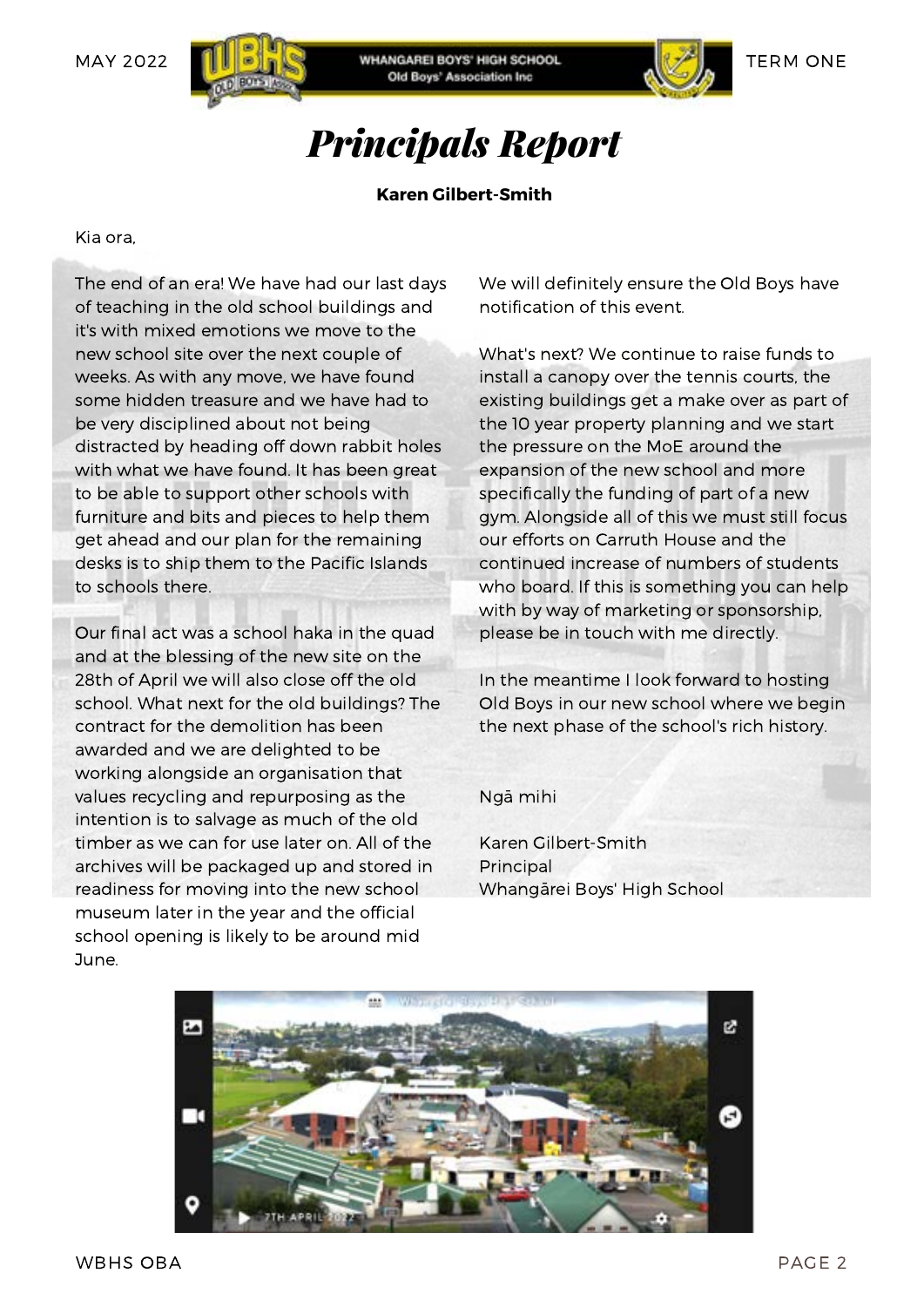# *Principals Report*

**Karen Gilbert-Smith**

Kia ora,

The end of an era! We have had our last days of teaching in the old school buildings and it's with mixed emotions we move to the new school site over the next couple of weeks. As with any move, we have found some hidden treasure and we have had to be very disciplined about not being distracted by heading off down rabbit holes with what we have found. It has been great to be able to support other schools with furniture and bits and pieces to help them get ahead and our plan for the remaining desks is to ship them to the Pacific Islands to schools there.

Our final act was a school haka in the quad and at the blessing of the new site on the 28th of April we will also close off the old school. What next for the old buildings? The contract for the demolition has been awarded and we are delighted to be working alongside an organisation that values recycling and repurposing as the intention is to salvage as much of the old timber as we can for use later on. All of the archives will be packaged up and stored in readiness for moving into the new school museum later in the year and the official school opening is likely to be around mid June.

We will definitely ensure the Old Boys have notification of this event.

What's next? We continue to raise funds to install a canopy over the tennis courts, the existing buildings get a make over as part of the 10 year property planning and we start the pressure on the MoE around the expansion of the new school and more specifically the funding of part of a new gym. Alongside all of this we must still focus our efforts on Carruth House and the continued increase of numbers of students who board. If this is something you can help with by way of marketing or sponsorship, please be in touch with me directly.

In the meantime I look forward to hosting Old Boys in our new school where we begin the next phase of the school's rich history.

Ngā mihi

Karen Gilbert-Smith
Principal
Whangārei Boys' High School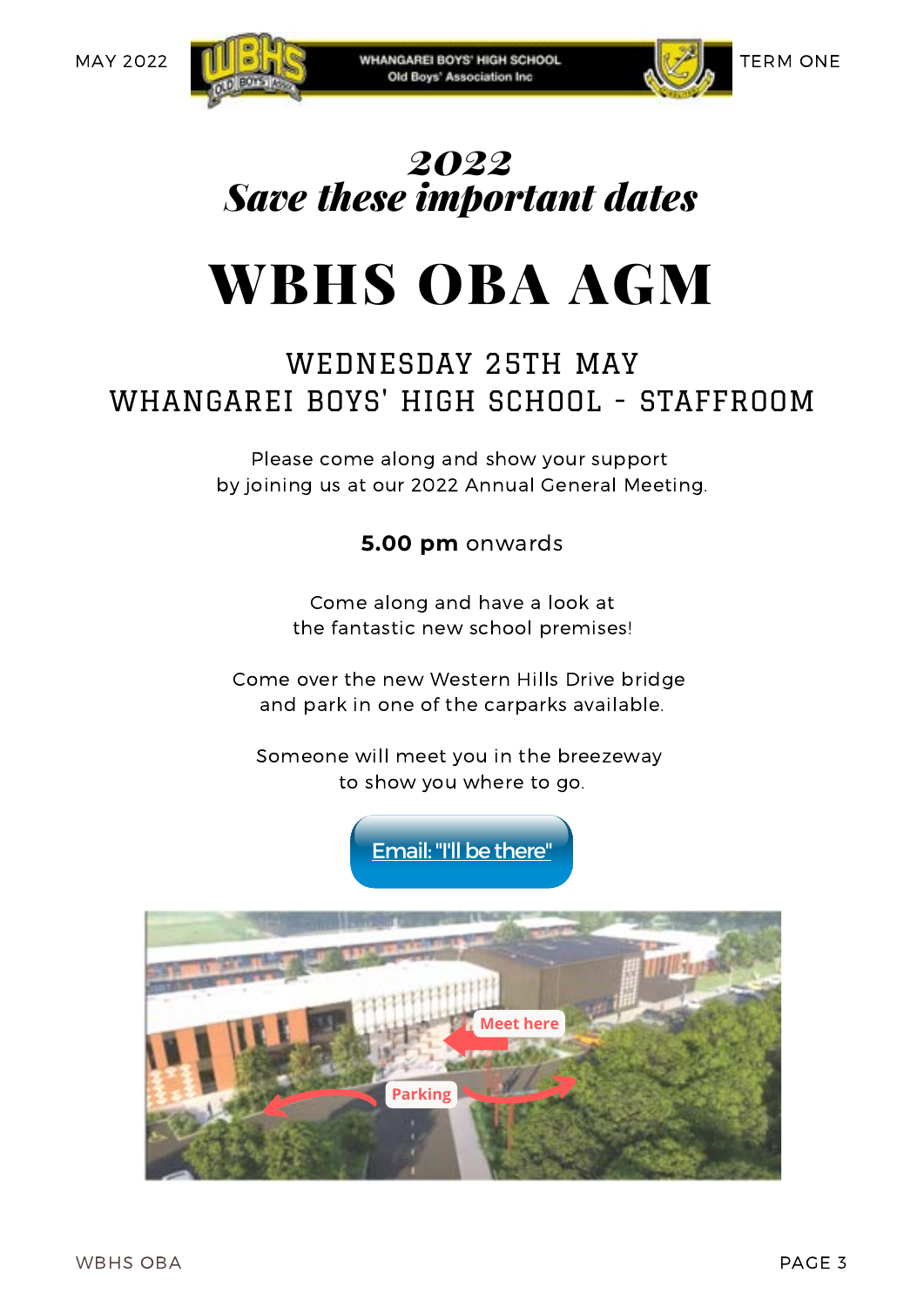## *2022*
## *Save these important dates*

# WBHS OBA AGM

### WEDNESDAY 25TH MAY
### WHANGAREI BOYS' HIGH SCHOOL - STAFFROOM

Please come along and show your support
by joining us at our 2022 Annual General Meeting.

**5.00 pm** onwards

Come along and have a look at
the fantastic new school premises!

Come over the new Western Hills Drive bridge
and park in one of the carparks available.

Someone will meet you in the breezeway
to show you where to go.

Email: "I'll be there"

Meet here

Parking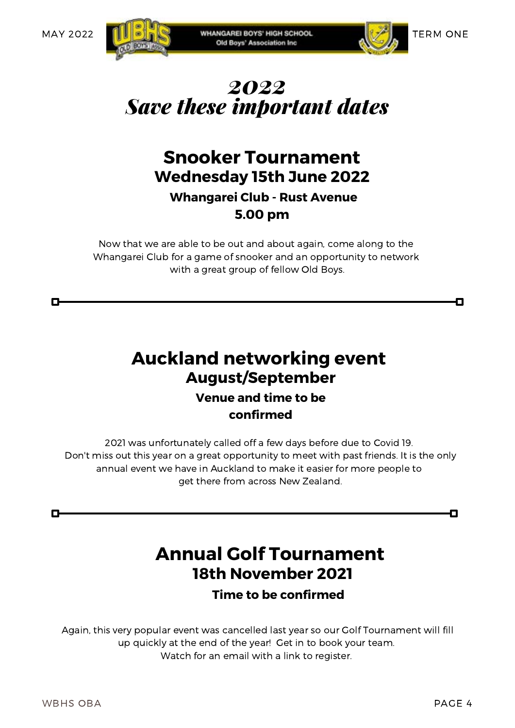# *2022*
# *Save these important dates*

## Snooker Tournament
### Wednesday 15th June 2022
**Whangarei Club - Rust Avenue**

**5.00 pm**

Now that we are able to be out and about again, come along to the Whangarei Club for a game of snooker and an opportunity to network with a great group of fellow Old Boys.

---

## Auckland networking event
### August/September
**Venue and time to be confirmed**

2021 was unfortunately called off a few days before due to Covid 19. Don't miss out this year on a great opportunity to meet with past friends. It is the only annual event we have in Auckland to make it easier for more people to get there from across New Zealand.

---

## Annual Golf Tournament
### 18th November 2021
**Time to be confirmed**

Again, this very popular event was cancelled last year so our Golf Tournament will fill up quickly at the end of the year! Get in to book your team. Watch for an email with a link to register.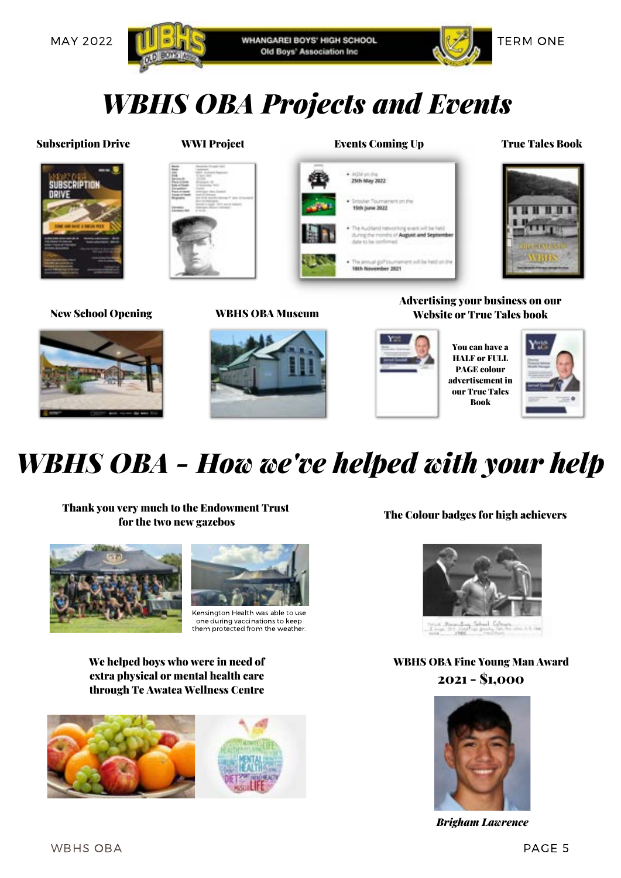# WBHS OBA Projects and Events

**Subscription Drive**

**WWI Project**

**Events Coming Up**

**True Tales Book**

**New School Opening**

**WBHS OBA Museum**

**Advertising your business on our Website or True Tales book**

**You can have a HALF or FULL PAGE colour advertisement in our True Tales Book**

# WBHS OBA - How we've helped with your help

**Thank you very much to the Endowment Trust for the two new gazebos**

Kensington Health was able to use one during vaccinations to keep them protected from the weather.

**The Colour badges for high achievers**

**We helped boys who were in need of extra physical or mental health care through Te Awatea Wellness Centre**

**WBHS OBA Fine Young Man Award 2021 - $1,000**

***Brigham Lawrence***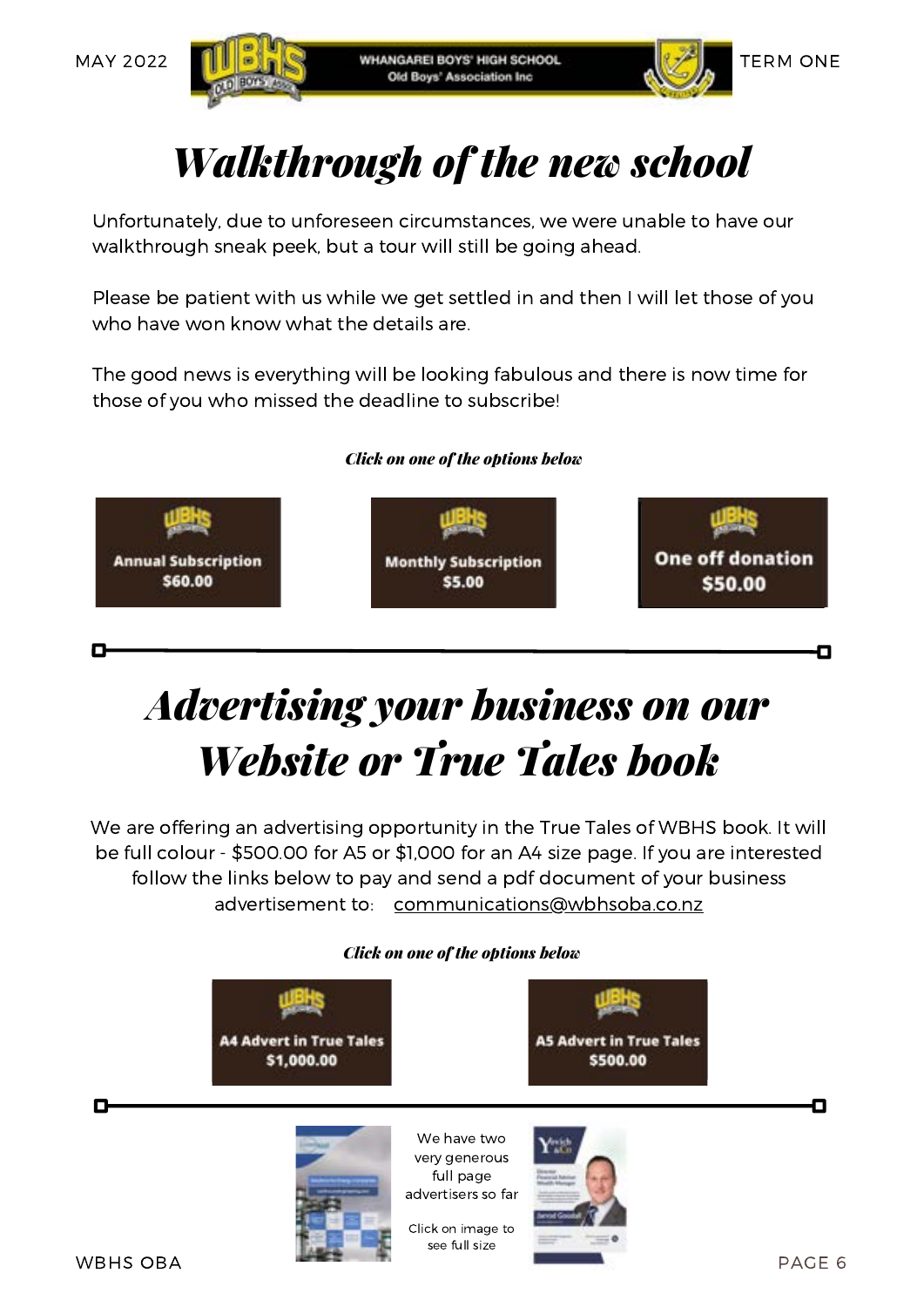# Walkthrough of the new school

Unfortunately, due to unforeseen circumstances, we were unable to have our walkthrough sneak peek, but a tour will still be going ahead.

Please be patient with us while we get settled in and then I will let those of you who have won know what the details are.

The good news is everything will be looking fabulous and there is now time for those of you who missed the deadline to subscribe!

***Click on one of the options below***

**Annual Subscription $60.00**

**Monthly Subscription $5.00**

**One off donation $50.00**

# Advertising your business on our Website or True Tales book

We are offering an advertising opportunity in the True Tales of WBHS book. It will be full colour - $500.00 for A5 or $1,000 for an A4 size page. If you are interested follow the links below to pay and send a pdf document of your business advertisement to: communications@wbhsoba.co.nz

***Click on one of the options below***

**A4 Advert in True Tales $1,000.00**

**A5 Advert in True Tales $500.00**

We have two very generous full page advertisers so far

Click on image to see full size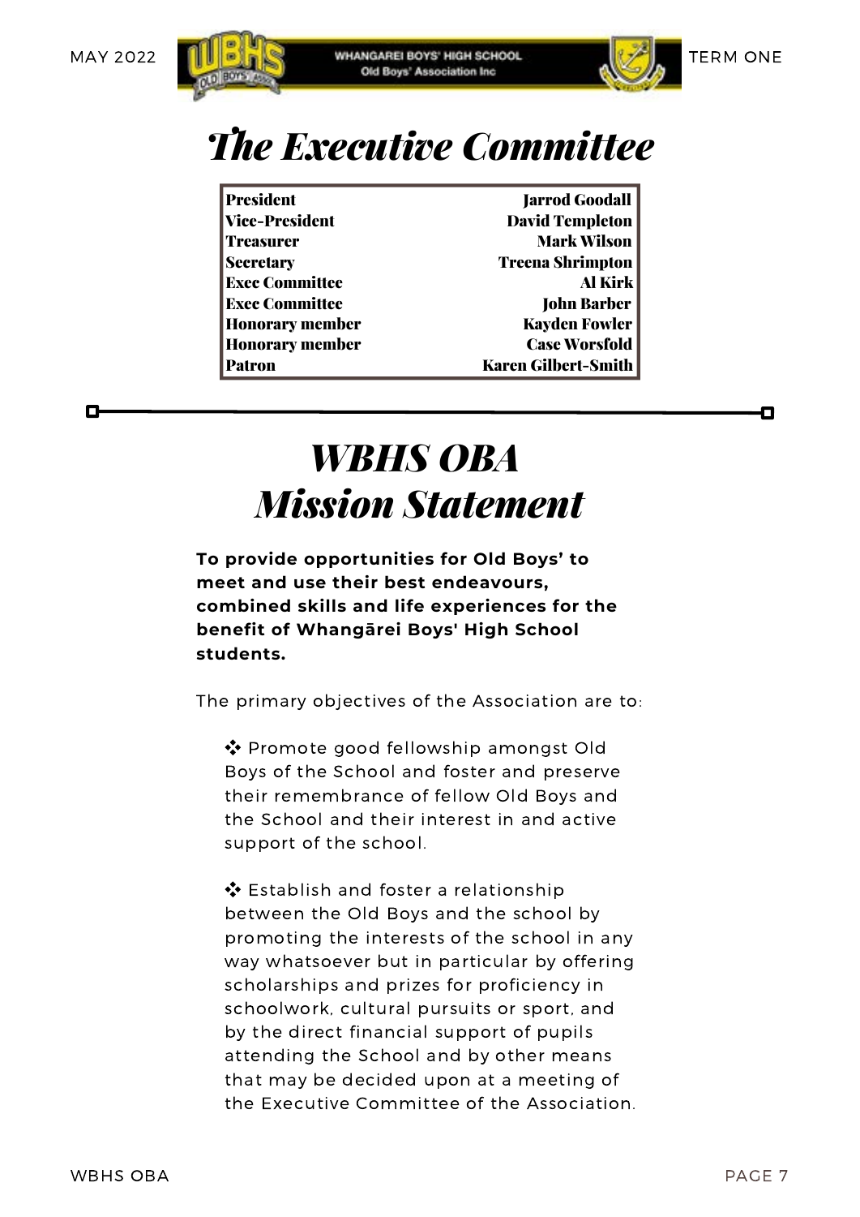# *The Executive Committee*

| | |
|---|---|
| **President** | **Jarrod Goodall** |
| **Vice-President** | **David Templeton** |
| **Treasurer** | **Mark Wilson** |
| **Secretary** | **Treena Shrimpton** |
| **Exec Committee** | **Al Kirk** |
| **Exec Committee** | **John Barber** |
| **Honorary member** | **Kayden Fowler** |
| **Honorary member** | **Case Worsfold** |
| **Patron** | **Karen Gilbert-Smith** |

# *WBHS OBA Mission Statement*

**To provide opportunities for Old Boys' to meet and use their best endeavours, combined skills and life experiences for the benefit of Whangārei Boys' High School students.**

The primary objectives of the Association are to:

- ❖ Promote good fellowship amongst Old Boys of the School and foster and preserve their remembrance of fellow Old Boys and the School and their interest in and active support of the school.

- ❖ Establish and foster a relationship between the Old Boys and the school by promoting the interests of the school in any way whatsoever but in particular by offering scholarships and prizes for proficiency in schoolwork, cultural pursuits or sport, and by the direct financial support of pupils attending the School and by other means that may be decided upon at a meeting of the Executive Committee of the Association.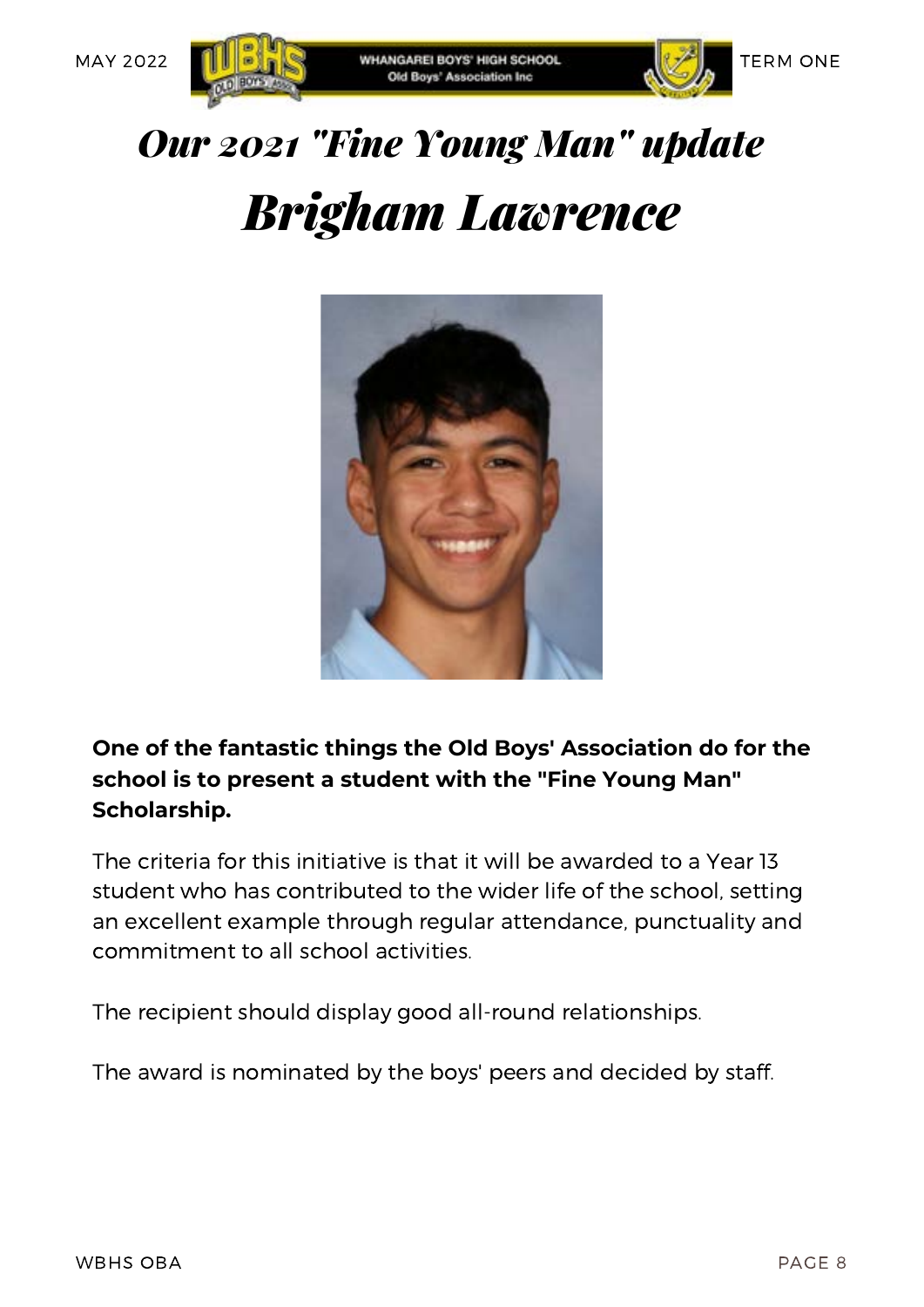# *Our 2021 "Fine Young Man" update*

# *Brigham Lawrence*

**One of the fantastic things the Old Boys' Association do for the school is to present a student with the "Fine Young Man" Scholarship.**

The criteria for this initiative is that it will be awarded to a Year 13 student who has contributed to the wider life of the school, setting an excellent example through regular attendance, punctuality and commitment to all school activities.

The recipient should display good all-round relationships.

The award is nominated by the boys' peers and decided by staff.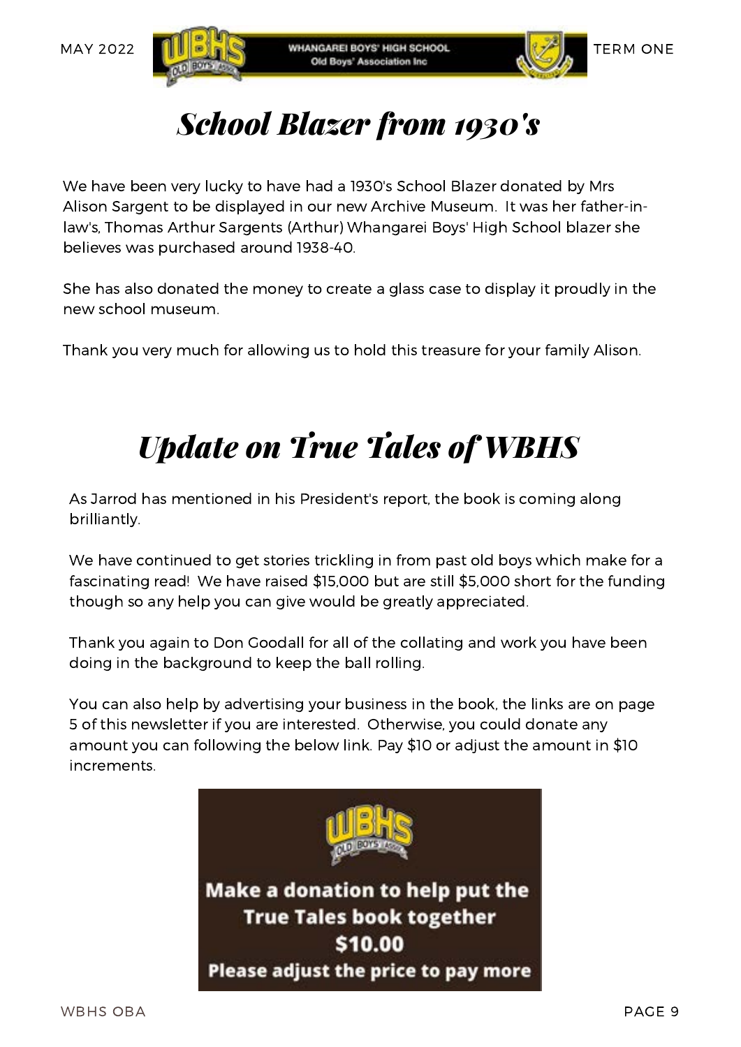# School Blazer from 1930's

We have been very lucky to have had a 1930's School Blazer donated by Mrs Alison Sargent to be displayed in our new Archive Museum. It was her father-in-law's, Thomas Arthur Sargents (Arthur) Whangarei Boys' High School blazer she believes was purchased around 1938-40.

She has also donated the money to create a glass case to display it proudly in the new school museum.

Thank you very much for allowing us to hold this treasure for your family Alison.

# Update on True Tales of WBHS

As Jarrod has mentioned in his President's report, the book is coming along brilliantly.

We have continued to get stories trickling in from past old boys which make for a fascinating read! We have raised $15,000 but are still $5,000 short for the funding though so any help you can give would be greatly appreciated.

Thank you again to Don Goodall for all of the collating and work you have been doing in the background to keep the ball rolling.

You can also help by advertising your business in the book, the links are on page 5 of this newsletter if you are interested. Otherwise, you could donate any amount you can following the below link. Pay $10 or adjust the amount in $10 increments.

**Make a donation to help put the True Tales book together**
**$10.00**
**Please adjust the price to pay more**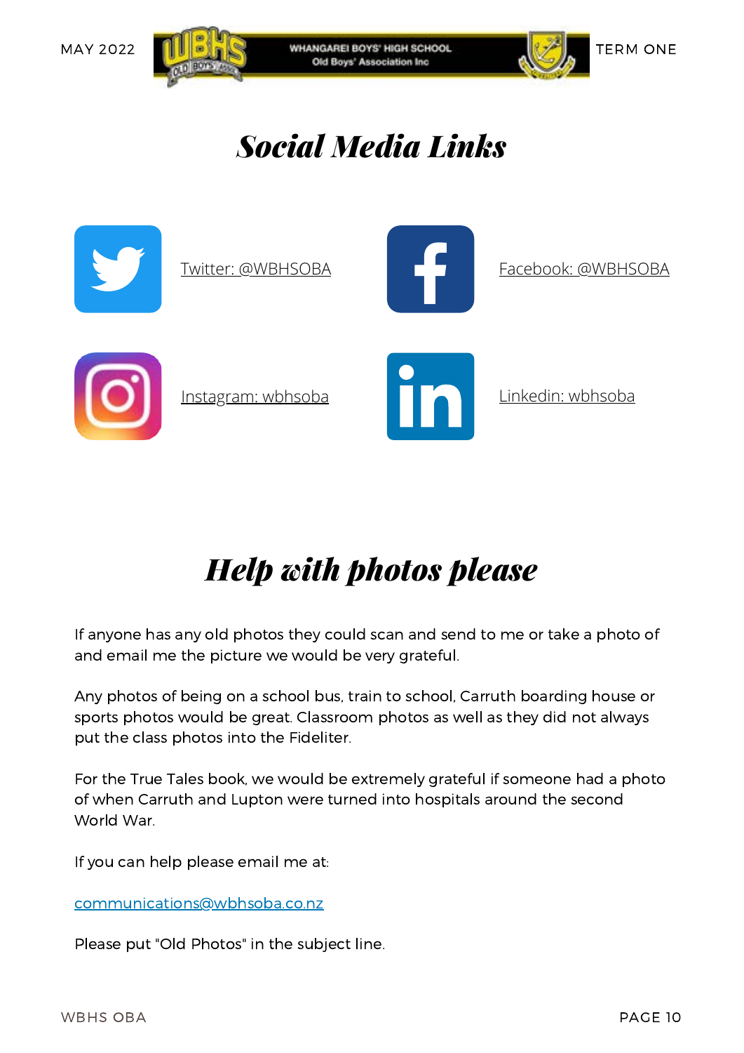# *Social Media Links*

Twitter: @WBHSOBA

Facebook: @WBHSOBA

Instagram: wbhsoba

Linkedin: wbhsoba

# *Help with photos please*

If anyone has any old photos they could scan and send to me or take a photo of and email me the picture we would be very grateful.

Any photos of being on a school bus, train to school, Carruth boarding house or sports photos would be great. Classroom photos as well as they did not always put the class photos into the Fideliter.

For the True Tales book, we would be extremely grateful if someone had a photo of when Carruth and Lupton were turned into hospitals around the second World War.

If you can help please email me at:

communications@wbhsoba.co.nz

Please put "Old Photos" in the subject line.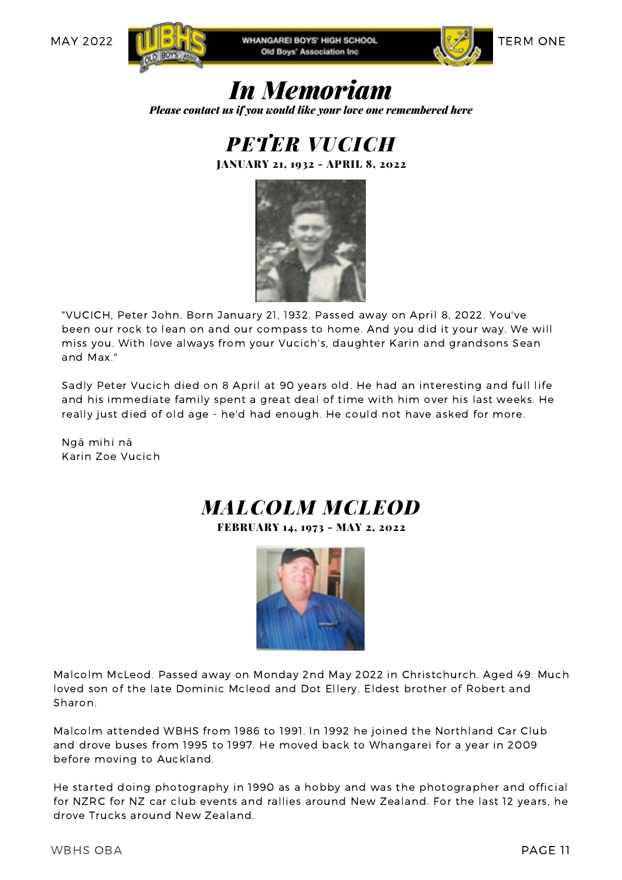# *In Memoriam*

***Please contact us if you would like your love one remembered here***

## *PETER VUCICH*

**JANUARY 21, 1932 - APRIL 8, 2022**

"VUCICH, Peter John. Born January 21, 1932. Passed away on April 8, 2022. You've been our rock to lean on and our compass to home. And you did it your way. We will miss you. With love always from your Vucich's, daughter Karin and grandsons Sean and Max."

Sadly Peter Vucich died on 8 April at 90 years old. He had an interesting and full life and his immediate family spent a great deal of time with him over his last weeks. He really just died of old age - he'd had enough. He could not have asked for more.

Ngā mihi nā
Karin Zoe Vucich

## *MALCOLM MCLEOD*

**FEBRUARY 14, 1973 - MAY 2, 2022**

Malcolm McLeod. Passed away on Monday 2nd May 2022 in Christchurch. Aged 49. Much loved son of the late Dominic Mcleod and Dot Ellery. Eldest brother of Robert and Sharon.

Malcolm attended WBHS from 1986 to 1991. In 1992 he joined the Northland Car Club and drove buses from 1995 to 1997. He moved back to Whangarei for a year in 2009 before moving to Auckland.

He started doing photography in 1990 as a hobby and was the photographer and official for NZRC for NZ car club events and rallies around New Zealand. For the last 12 years, he drove Trucks around New Zealand.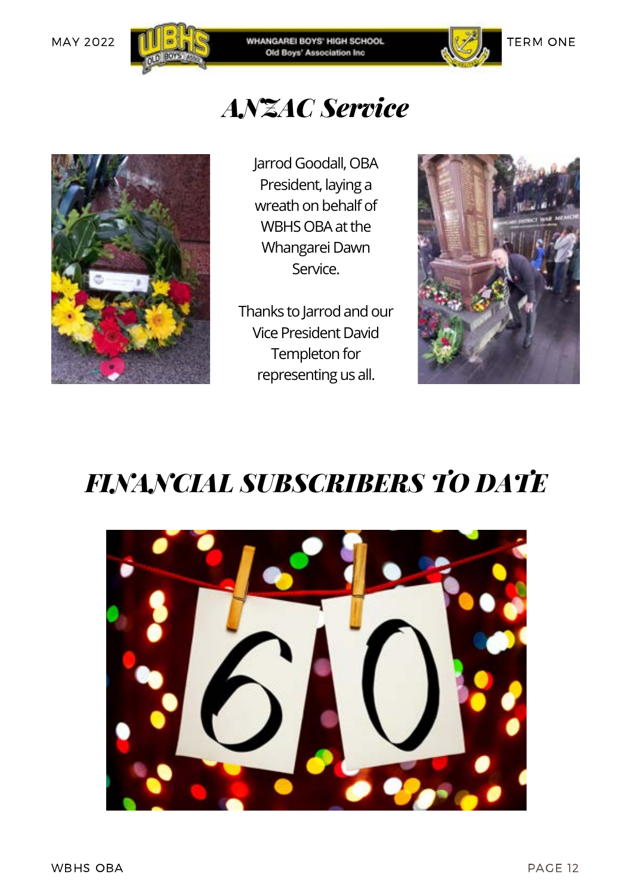# ANZAC Service

Jarrod Goodall, OBA President, laying a wreath on behalf of WBHS OBA at the Whangarei Dawn Service.

Thanks to Jarrod and our Vice President David Templeton for representing us all.

# FINANCIAL SUBSCRIBERS TO DATE

60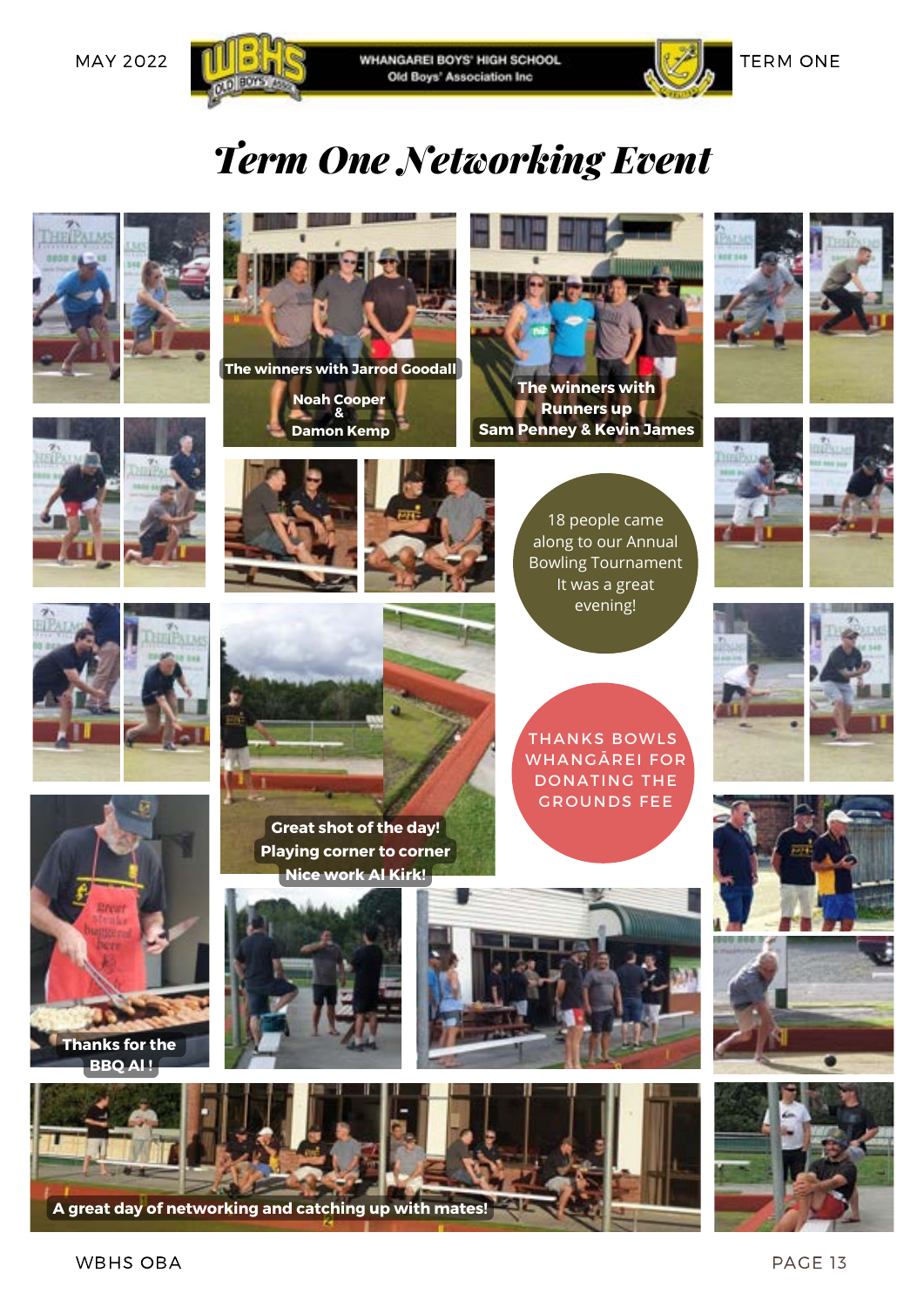# Term One Networking Event

The winners with Jarrod Goodall

Noah Cooper
&
Damon Kemp

The winners with Runners up
Sam Penney & Kevin James

18 people came along to our Annual Bowling Tournament It was a great evening!

THANKS BOWLS WHANGĀREI FOR DONATING THE GROUNDS FEE

Great shot of the day!
Playing corner to corner
Nice work Al Kirk!

Thanks for the BBQ Al !

A great day of networking and catching up with mates!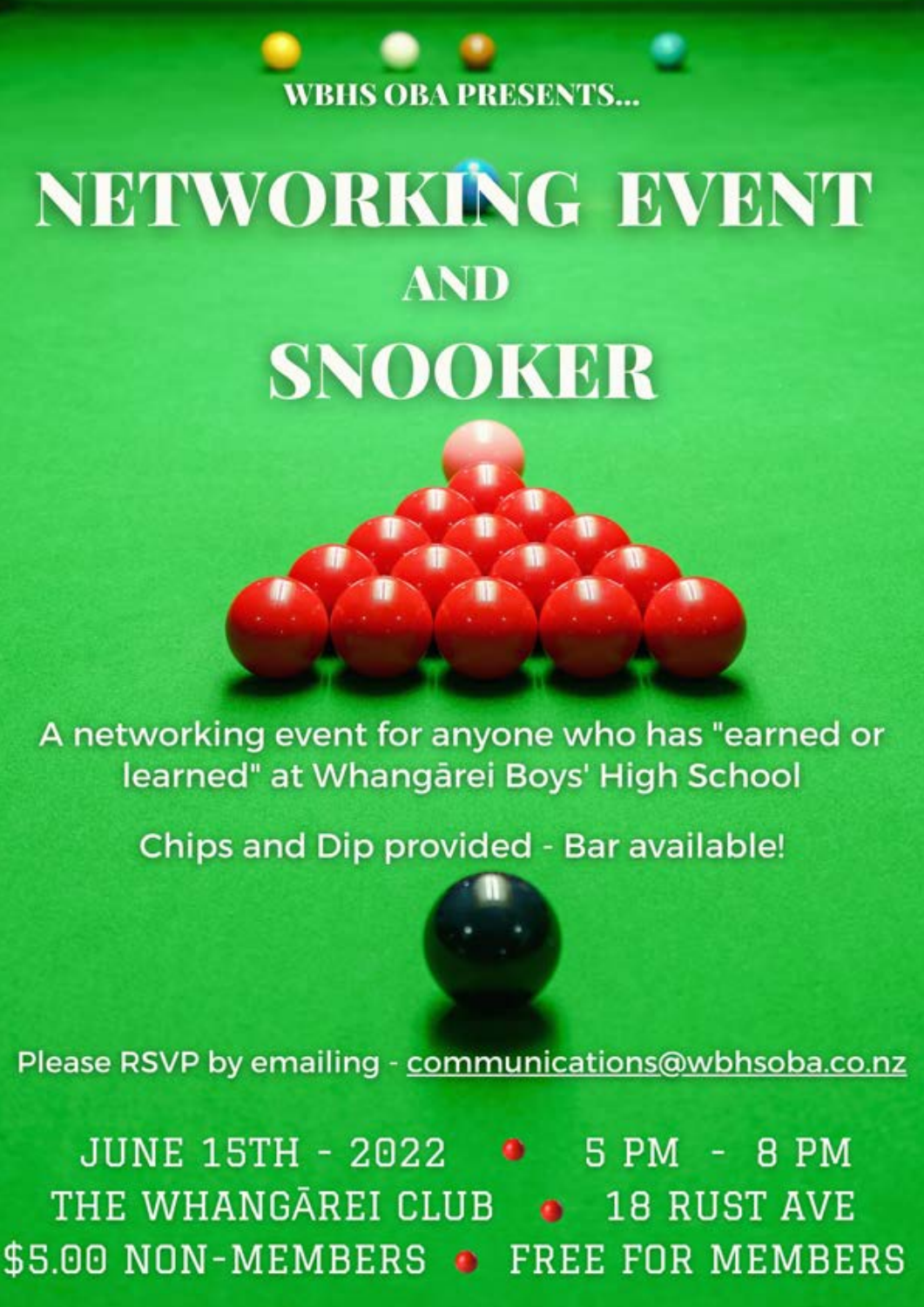WBHS OBA PRESENTS...

# NETWORKING EVENT AND SNOOKER

A networking event for anyone who has "earned or learned" at Whangārei Boys' High School

Chips and Dip provided - Bar available!

Please RSVP by emailing - communications@wbhsoba.co.nz

JUNE 15TH - 2022 • 5 PM - 8 PM

THE WHANGĀREI CLUB • 18 RUST AVE

$5.00 NON-MEMBERS • FREE FOR MEMBERS